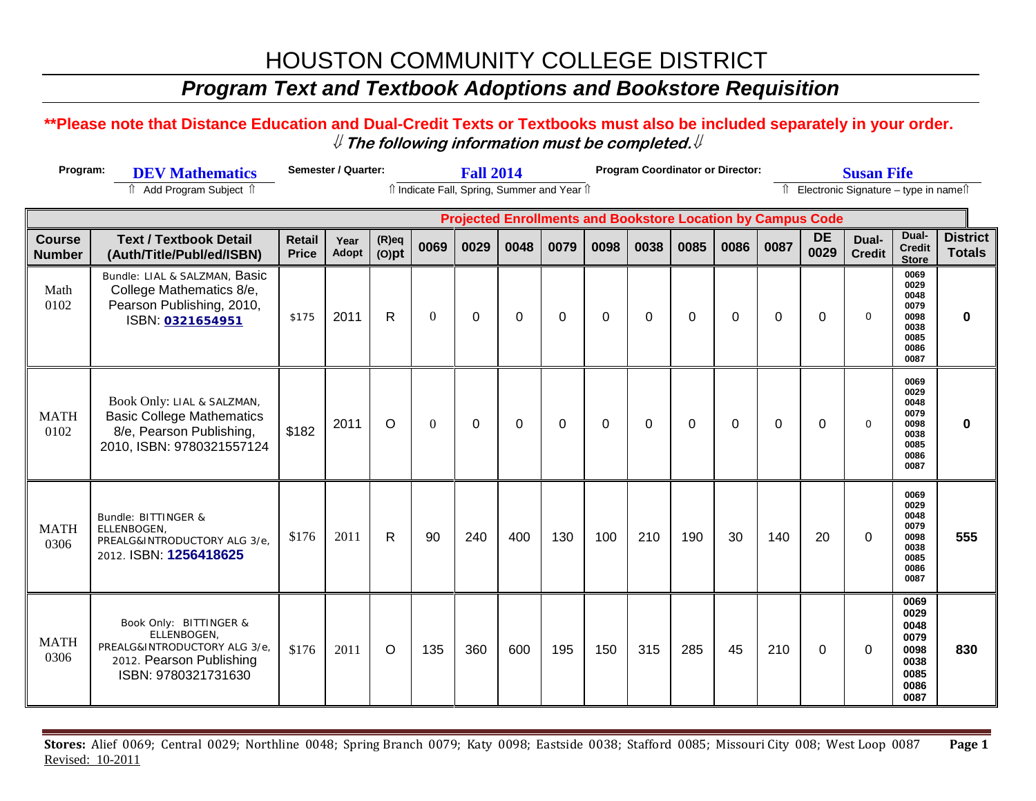# HOUSTON COMMUNITY COLLEGE DISTRICT

## *Program Text and Textbook Adoptions and Bookstore Requisition*

**\*\*Please note that Distance Education and Dual-Credit Texts or Textbooks must also be included separately in your order.**

***⇓ The following information must be completed.⇓***

**Program:** DEV Mathematics — ⇑ Add Program Subject ⇑

**Semester / Quarter:** Fall 2014 — ⇑ Indicate Fall, Spring, Summer and Year ⇑

**Program Coordinator or Director:** Susan Fife — ⇑ Electronic Signature – type in name⇑

| Course Number | Text / Textbook Detail (Auth/Title/Publ/ed/ISBN) | Retail Price | Year Adopt | (R)eq (O)pt | Projected Enrollments and Bookstore Location by Campus Code | | | | | | | | | | | Dual-Credit Store | District Totals |
|---|---|---|---|---|---|---|---|---|---|---|---|---|---|---|---|---|---|
| | | | | | 0069 | 0029 | 0048 | 0079 | 0098 | 0038 | 0085 | 0086 | 0087 | DE 0029 | Dual-Credit | | |
| Math 0102 | Bundle: LIAL & SALZMAN, Basic College Mathematics 8/e, Pearson Publishing, 2010, ISBN: 0321654951 | $175 | 2011 | R | 0 | 0 | 0 | 0 | 0 | 0 | 0 | 0 | 0 | 0 | 0 | 0069 0029 0048 0079 0098 0038 0085 0086 0087 | 0 |
| MATH 0102 | Book Only: LIAL & SALZMAN, Basic College Mathematics 8/e, Pearson Publishing, 2010, ISBN: 9780321557124 | $182 | 2011 | O | 0 | 0 | 0 | 0 | 0 | 0 | 0 | 0 | 0 | 0 | 0 | 0069 0029 0048 0079 0098 0038 0085 0086 0087 | 0 |
| MATH 0306 | Bundle: BITTINGER & ELLENBOGEN, PREALG&INTRODUCTORY ALG 3/e, 2012. ISBN: 1256418625 | $176 | 2011 | R | 90 | 240 | 400 | 130 | 100 | 210 | 190 | 30 | 140 | 20 | 0 | 0069 0029 0048 0079 0098 0038 0085 0086 0087 | 555 |
| MATH 0306 | Book Only: BITTINGER & ELLENBOGEN, PREALG&INTRODUCTORY ALG 3/e, 2012. Pearson Publishing ISBN: 9780321731630 | $176 | 2011 | O | 135 | 360 | 600 | 195 | 150 | 315 | 285 | 45 | 210 | 0 | 0 | 0069 0029 0048 0079 0098 0038 0085 0086 0087 | 830 |

**Stores:** Alief 0069; Central 0029; Northline 0048; Spring Branch 0079; Katy 0098; Eastside 0038; Stafford 0085; Missouri City 008; West Loop 0087

Revised: 10-2011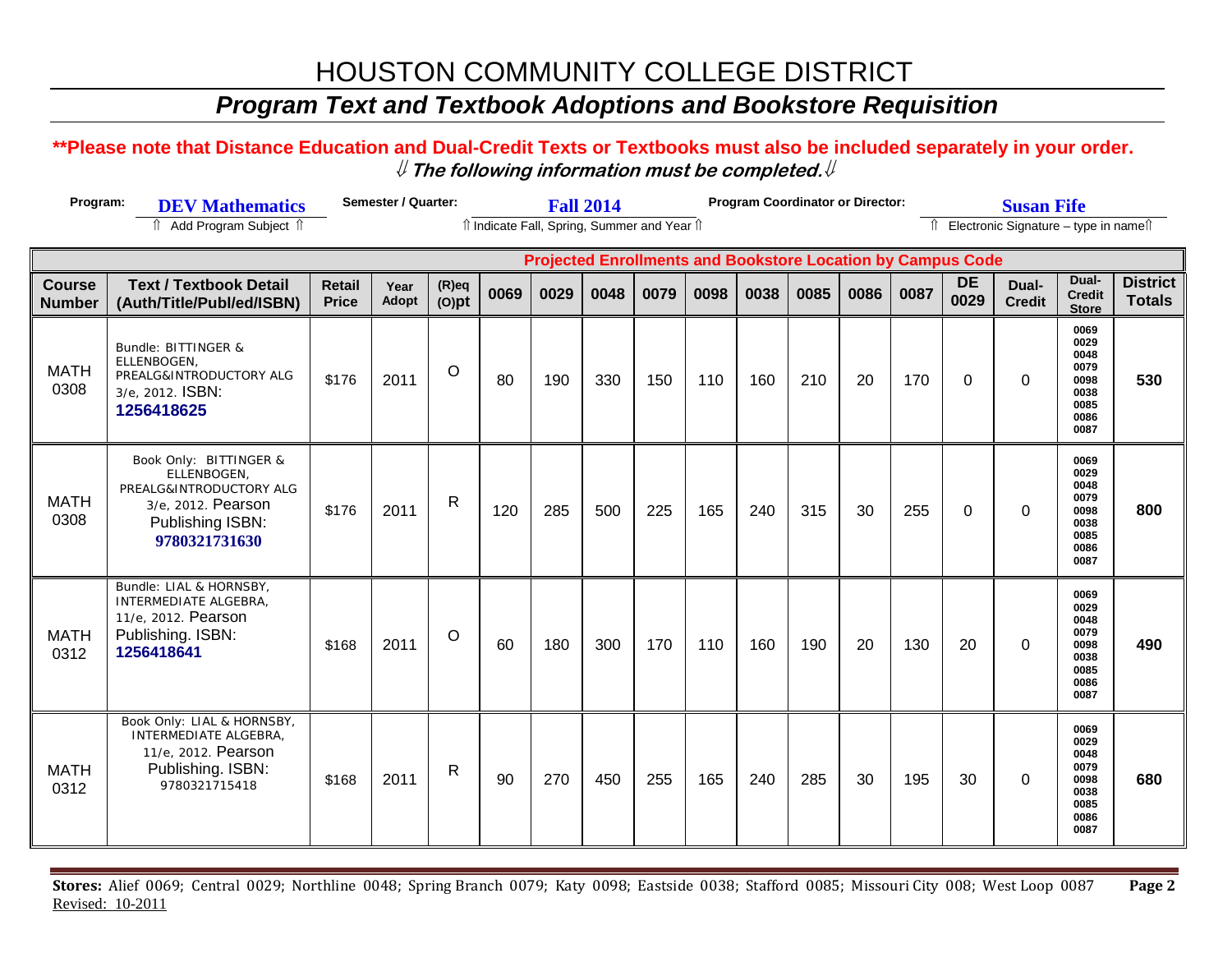# HOUSTON COMMUNITY COLLEGE DISTRICT

## *Program Text and Textbook Adoptions and Bookstore Requisition*

**\*\*Please note that Distance Education and Dual-Credit Texts or Textbooks must also be included separately in your order.**

***⇓ The following information must be completed.⇓***

| Program: | DEV Mathematics | Semester / Quarter: | Fall 2014 | Program Coordinator or Director: | Susan Fife |
|---|---|---|---|---|---|
| | ⇑ Add Program Subject ⇑ | | ⇑ Indicate Fall, Spring, Summer and Year ⇑ | | ⇑ Electronic Signature – type in name⇑ |

| | | | | | Projected Enrollments and Bookstore Location by Campus Code | | | | | | | | | | | | |
|---|---|---|---|---|---|---|---|---|---|---|---|---|---|---|---|---|---|
| **Course Number** | **Text / Textbook Detail (Auth/Title/Publ/ed/ISBN)** | **Retail Price** | **Year Adopt** | **(R)eq (O)pt** | **0069** | **0029** | **0048** | **0079** | **0098** | **0038** | **0085** | **0086** | **0087** | **DE 0029** | **Dual-Credit** | **Dual-Credit Store** | **District Totals** |
| MATH 0308 | Bundle: BITTINGER & ELLENBOGEN, PREALG&INTRODUCTORY ALG 3/e, 2012. ISBN: **1256418625** | $176 | 2011 | O | 80 | 190 | 330 | 150 | 110 | 160 | 210 | 20 | 170 | 0 | 0 | 0069 0029 0048 0079 0098 0038 0085 0086 0087 | **530** |
| MATH 0308 | Book Only: BITTINGER & ELLENBOGEN, PREALG&INTRODUCTORY ALG 3/e, 2012. Pearson Publishing ISBN: **9780321731630** | $176 | 2011 | R | 120 | 285 | 500 | 225 | 165 | 240 | 315 | 30 | 255 | 0 | 0 | 0069 0029 0048 0079 0098 0038 0085 0086 0087 | **800** |
| MATH 0312 | Bundle: LIAL & HORNSBY, INTERMEDIATE ALGEBRA, 11/e, 2012. Pearson Publishing. ISBN: **1256418641** | $168 | 2011 | O | 60 | 180 | 300 | 170 | 110 | 160 | 190 | 20 | 130 | 20 | 0 | 0069 0029 0048 0079 0098 0038 0085 0086 0087 | **490** |
| MATH 0312 | Book Only: LIAL & HORNSBY, INTERMEDIATE ALGEBRA, 11/e, 2012. Pearson Publishing. ISBN: 9780321715418 | $168 | 2011 | R | 90 | 270 | 450 | 255 | 165 | 240 | 285 | 30 | 195 | 30 | 0 | 0069 0029 0048 0079 0098 0038 0085 0086 0087 | **680** |

**Stores:** Alief 0069; Central 0029; Northline 0048; Spring Branch 0079; Katy 0098; Eastside 0038; Stafford 0085; Missouri City 008; West Loop 0087

Revised: 10-2011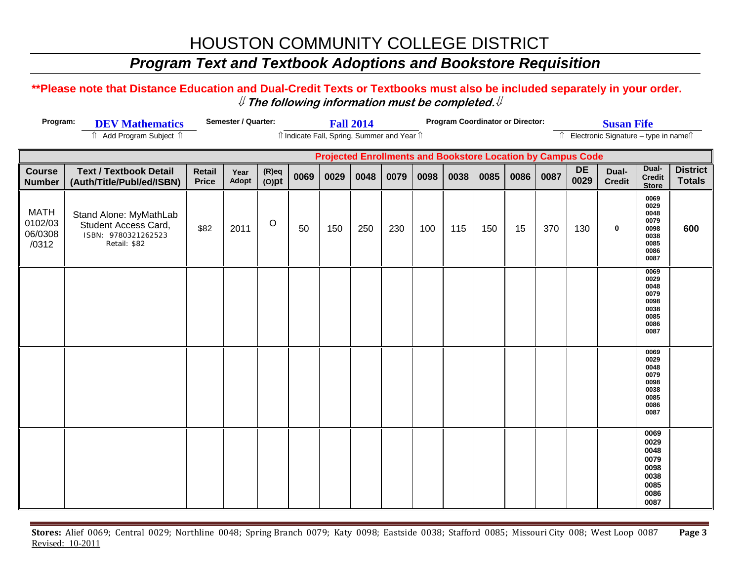# HOUSTON COMMUNITY COLLEGE DISTRICT

## *Program Text and Textbook Adoptions and Bookstore Requisition*

**\*\*Please note that Distance Education and Dual-Credit Texts or Textbooks must also be included separately in your order.**

⇓ ***The following information must be completed.*** ⇓

**Program:** DEV Mathematics — ⇑ Add Program Subject ⇑

**Semester / Quarter:** Fall 2014 — ⇑ Indicate Fall, Spring, Summer and Year ⇑

**Program Coordinator or Director:** Susan Fife — ⇑ Electronic Signature – type in name ⇑

| Course Number | Text / Textbook Detail (Auth/Title/Publ/ed/ISBN) | Retail Price | Year Adopt | (R)eq (O)pt | Projected Enrollments and Bookstore Location by Campus Code 0069 | 0029 | 0048 | 0079 | 0098 | 0038 | 0085 | 0086 | 0087 | DE 0029 | Dual-Credit | Dual-Credit Store | District Totals |
|---|---|---|---|---|---|---|---|---|---|---|---|---|---|---|---|---|---|
| MATH 0102/03 06/0308 /0312 | Stand Alone: MyMathLab Student Access Card, ISBN: 9780321262523 Retail: $82 | $82 | 2011 | O | 50 | 150 | 250 | 230 | 100 | 115 | 150 | 15 | 370 | 130 | 0 | 0069 0029 0048 0079 0098 0038 0085 0086 0087 | 600 |
| | | | | | | | | | | | | | | | | 0069 0029 0048 0079 0098 0038 0085 0086 0087 | |
| | | | | | | | | | | | | | | | | 0069 0029 0048 0079 0098 0038 0085 0086 0087 | |
| | | | | | | | | | | | | | | | | 0069 0029 0048 0079 0098 0038 0085 0086 0087 | |

**Stores:** Alief 0069; Central 0029; Northline 0048; Spring Branch 0079; Katy 0098; Eastside 0038; Stafford 0085; Missouri City 008; West Loop 0087

Revised: 10-2011